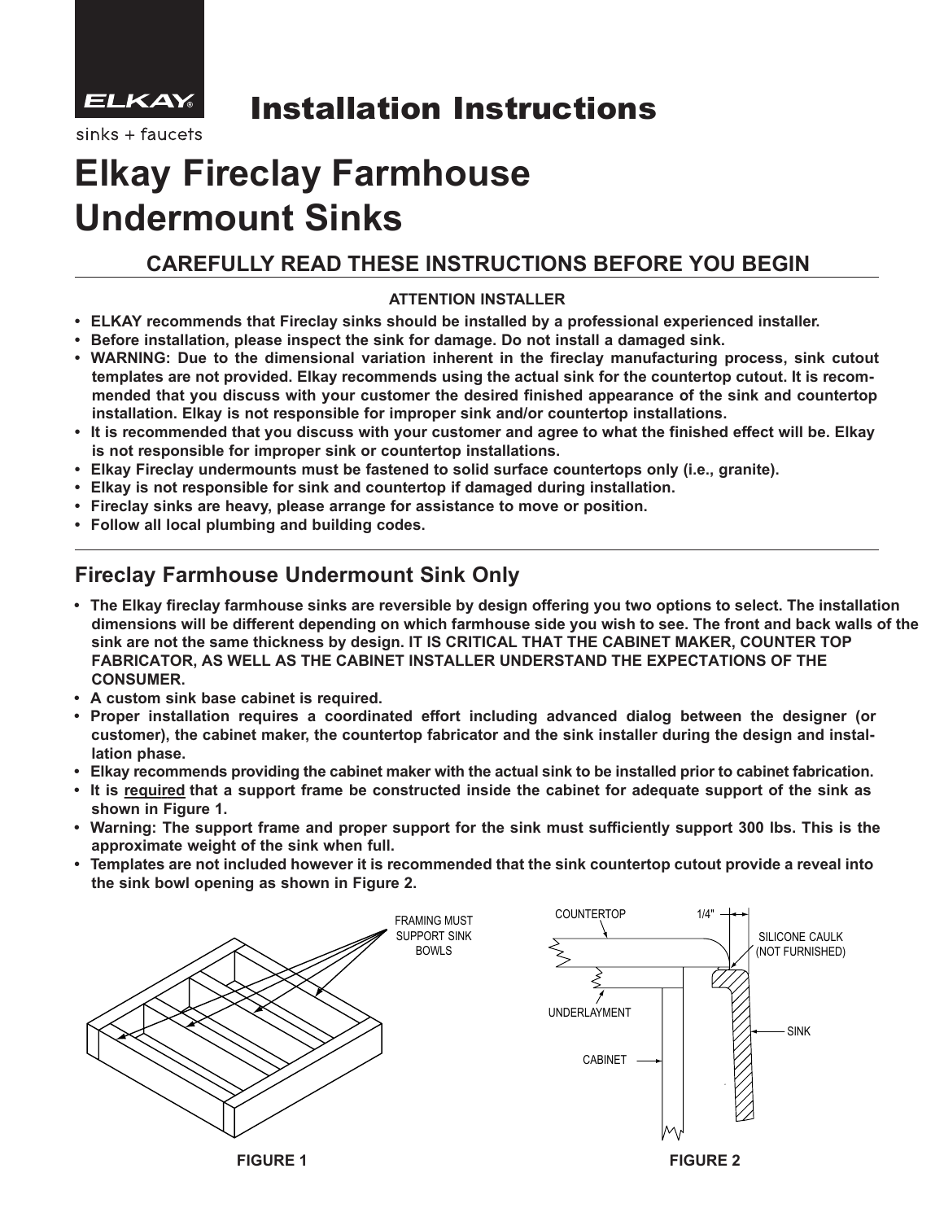ELKAY®

sinks + faucets

# Installation Instructions

# Elkay Fireclay Farmhouse Undermount Sinks

## CAREFULLY READ THESE INSTRUCTIONS BEFORE YOU BEGIN

**ATTENTION INSTALLER**

- **ELKAY recommends that Fireclay sinks should be installed by a professional experienced installer.**
- **Before installation, please inspect the sink for damage. Do not install a damaged sink.**
- **WARNING: Due to the dimensional variation inherent in the fireclay manufacturing process, sink cutout templates are not provided. Elkay recommends using the actual sink for the countertop cutout. It is recommended that you discuss with your customer the desired finished appearance of the sink and countertop installation. Elkay is not responsible for improper sink and/or countertop installations.**
- **It is recommended that you discuss with your customer and agree to what the finished effect will be. Elkay is not responsible for improper sink or countertop installations.**
- **Elkay Fireclay undermounts must be fastened to solid surface countertops only (i.e., granite).**
- **Elkay is not responsible for sink and countertop if damaged during installation.**
- **Fireclay sinks are heavy, please arrange for assistance to move or position.**
- **Follow all local plumbing and building codes.**

## Fireclay Farmhouse Undermount Sink Only

- **The Elkay fireclay farmhouse sinks are reversible by design offering you two options to select. The installation dimensions will be different depending on which farmhouse side you wish to see. The front and back walls of the sink are not the same thickness by design. IT IS CRITICAL THAT THE CABINET MAKER, COUNTER TOP FABRICATOR, AS WELL AS THE CABINET INSTALLER UNDERSTAND THE EXPECTATIONS OF THE CONSUMER.**
- **A custom sink base cabinet is required.**
- **Proper installation requires a coordinated effort including advanced dialog between the designer (or customer), the cabinet maker, the countertop fabricator and the sink installer during the design and installation phase.**
- **Elkay recommends providing the cabinet maker with the actual sink to be installed prior to cabinet fabrication.**
- **It is <u>required</u> that a support frame be constructed inside the cabinet for adequate support of the sink as shown in Figure 1.**
- **Warning: The support frame and proper support for the sink must sufficiently support 300 lbs. This is the approximate weight of the sink when full.**
- **Templates are not included however it is recommended that the sink countertop cutout provide a reveal into the sink bowl opening as shown in Figure 2.**

FRAMING MUST SUPPORT SINK BOWLS

**FIGURE 1**

COUNTERTOP 1/4" SILICONE CAULK (NOT FURNISHED) UNDERLAYMENT SINK CABINET

**FIGURE 2**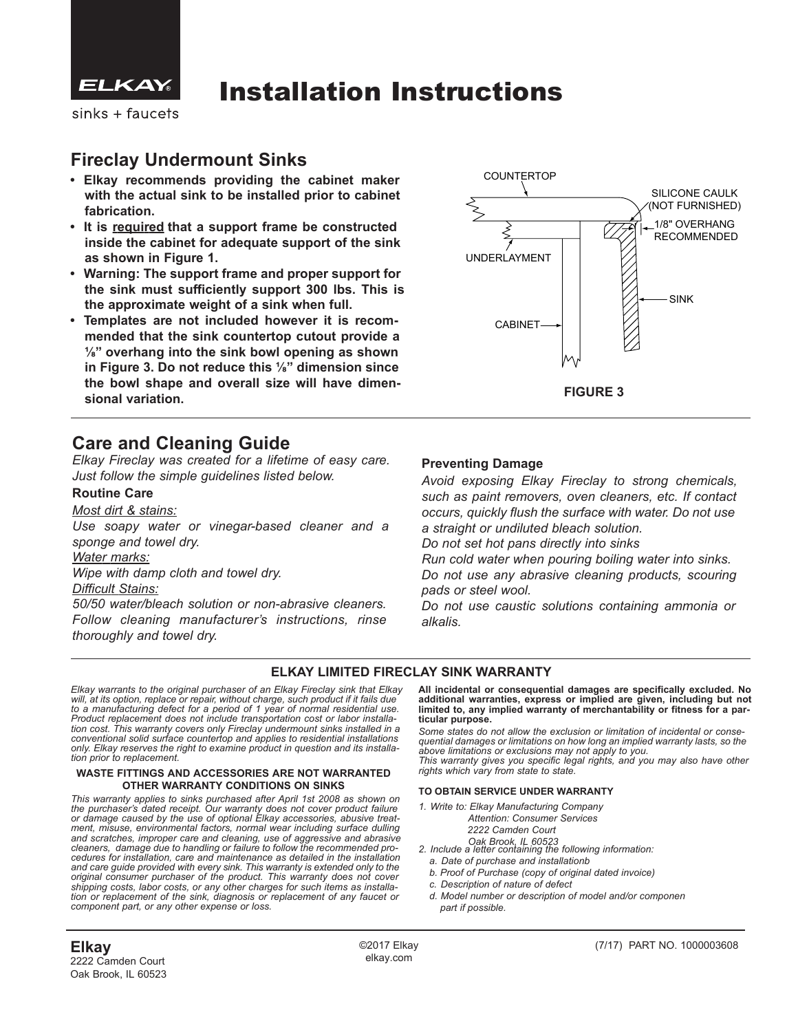ELKAY®

sinks + faucets

# Installation Instructions

## Fireclay Undermount Sinks

- **Elkay recommends providing the cabinet maker with the actual sink to be installed prior to cabinet fabrication.**
- **It is required that a support frame be constructed inside the cabinet for adequate support of the sink as shown in Figure 1.**
- **Warning: The support frame and proper support for the sink must sufficiently support 300 lbs. This is the approximate weight of a sink when full.**
- **Templates are not included however it is recommended that the sink countertop cutout provide a ⅛" overhang into the sink bowl opening as shown in Figure 3. Do not reduce this ⅛" dimension since the bowl shape and overall size will have dimensional variation.**

COUNTERTOP

SILICONE CAULK (NOT FURNISHED)

1/8" OVERHANG RECOMMENDED

UNDERLAYMENT

SINK

CABINET

**FIGURE 3**

## Care and Cleaning Guide

*Elkay Fireclay was created for a lifetime of easy care. Just follow the simple guidelines listed below.*

### Routine Care

*Most dirt & stains:*

*Use soapy water or vinegar-based cleaner and a sponge and towel dry.*

*Water marks:*

*Wipe with damp cloth and towel dry.*

*Difficult Stains:*

*50/50 water/bleach solution or non-abrasive cleaners. Follow cleaning manufacturer's instructions, rinse thoroughly and towel dry.*

### Preventing Damage

*Avoid exposing Elkay Fireclay to strong chemicals, such as paint removers, oven cleaners, etc. If contact occurs, quickly flush the surface with water. Do not use a straight or undiluted bleach solution.*

*Do not set hot pans directly into sinks*

*Run cold water when pouring boiling water into sinks.*

*Do not use any abrasive cleaning products, scouring pads or steel wool.*

*Do not use caustic solutions containing ammonia or alkalis.*

## ELKAY LIMITED FIRECLAY SINK WARRANTY

*Elkay warrants to the original purchaser of an Elkay Fireclay sink that Elkay will, at its option, replace or repair, without charge, such product if it fails due to a manufacturing defect for a period of 1 year of normal residential use. Product replacement does not include transportation cost or labor installation cost. This warranty covers only Fireclay undermount sinks installed in a conventional solid surface countertop and applies to residential installations only. Elkay reserves the right to examine product in question and its installation prior to replacement.*

**WASTE FITTINGS AND ACCESSORIES ARE NOT WARRANTED**
**OTHER WARRANTY CONDITIONS ON SINKS**

*This warranty applies to sinks purchased after April 1st 2008 as shown on the purchaser's dated receipt. Our warranty does not cover product failure or damage caused by the use of optional Elkay accessories, abusive treatment, misuse, environmental factors, normal wear including surface dulling and scratches, improper care and cleaning, use of aggressive and abrasive cleaners, damage due to handling or failure to follow the recommended procedures for installation, care and maintenance as detailed in the installation and care guide provided with every sink. This warranty is extended only to the original consumer purchaser of the product. This warranty does not cover shipping costs, labor costs, or any other charges for such items as installation or replacement of the sink, diagnosis or replacement of any faucet or component part, or any other expense or loss.*

**All incidental or consequential damages are specifically excluded. No additional warranties, express or implied are given, including but not limited to, any implied warranty of merchantability or fitness for a particular purpose.**

*Some states do not allow the exclusion or limitation of incidental or consequential damages or limitations on how long an implied warranty lasts, so the above limitations or exclusions may not apply to you.*
*This warranty gives you specific legal rights, and you may also have other rights which vary from state to state.*

**TO OBTAIN SERVICE UNDER WARRANTY**

*1. Write to: Elkay Manufacturing Company*
*Attention: Consumer Services*
*2222 Camden Court*
*Oak Brook, IL 60523*

*2. Include a letter containing the following information:*
   *a. Date of purchase and installationb*
   *b. Proof of Purchase (copy of original dated invoice)*
   *c. Description of nature of defect*
   *d. Model number or description of model and/or componen part if possible.*

**Elkay**
2222 Camden Court
Oak Brook, IL 60523

©2017 Elkay
elkay.com

(7/17) PART NO. 1000003608